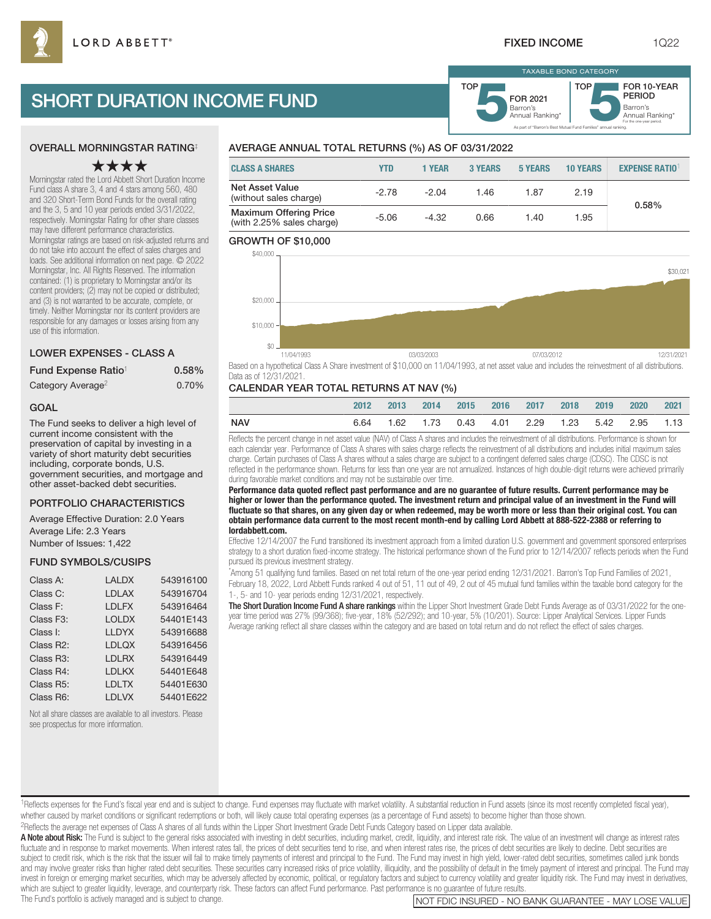LORD ABBETT®

FIXED INCOME 1Q22

# SHORT DURATION INCOME FUND

TAXABLE BOND CATEGORY

TOP 5 FOR 2021 Barron's Annual Ranking*

TOP 5 FOR 10-YEAR PERIOD Barron's Annual Ranking* For the one-year period.

As part of "Barron's Best Mutual Fund Families" annual ranking.

## OVERALL MORNINGSTAR RATING‡

★★★★

Morningstar rated the Lord Abbett Short Duration Income Fund class A share 3, 4 and 4 stars among 560, 480 and 320 Short-Term Bond Funds for the overall rating and the 3, 5 and 10 year periods ended 3/31/2022, respectively. Morningstar Rating for other share classes may have different performance characteristics. Morningstar ratings are based on risk-adjusted returns and do not take into account the effect of sales charges and loads. See additional information on next page. © 2022 Morningstar, Inc. All Rights Reserved. The information contained: (1) is proprietary to Morningstar and/or its content providers; (2) may not be copied or distributed; and (3) is not warranted to be accurate, complete, or timely. Neither Morningstar nor its content providers are responsible for any damages or losses arising from any use of this information.

## LOWER EXPENSES - CLASS A

| | |
|---|---|
| **Fund Expense Ratio**[1] | **0.58%** |
| Category Average[2] | 0.70% |

## GOAL

The Fund seeks to deliver a high level of current income consistent with the preservation of capital by investing in a variety of short maturity debt securities including, corporate bonds, U.S. government securities, and mortgage and other asset-backed debt securities.

## PORTFOLIO CHARACTERISTICS

Average Effective Duration: 2.0 Years
Average Life: 2.3 Years
Number of Issues: 1,422

## FUND SYMBOLS/CUSIPS

| | | |
|---|---|---|
| Class A: | LALDX | 543916100 |
| Class C: | LDLAX | 543916704 |
| Class F: | LDLFX | 543916464 |
| Class F3: | LOLDX | 54401E143 |
| Class I: | LLDYX | 543916688 |
| Class R2: | LDLQX | 543916456 |
| Class R3: | LDLRX | 543916449 |
| Class R4: | LDLKX | 54401E648 |
| Class R5: | LDLTX | 54401E630 |
| Class R6: | LDLVX | 54401E622 |

Not all share classes are available to all investors. Please see prospectus for more information.

## AVERAGE ANNUAL TOTAL RETURNS (%) AS OF 03/31/2022

| CLASS A SHARES | YTD | 1 YEAR | 3 YEARS | 5 YEARS | 10 YEARS | EXPENSE RATIO[1] |
|---|---|---|---|---|---|---|
| Net Asset Value (without sales charge) | -2.78 | -2.04 | 1.46 | 1.87 | 2.19 | 0.58% |
| Maximum Offering Price (with 2.25% sales charge) | -5.06 | -4.32 | 0.66 | 1.40 | 1.95 | |

## GROWTH OF $10,000

$40,000 / $20,000 / $10,000 / $0 — 11/04/1993, 03/03/2003, 07/03/2012, 12/31/2021 — $30,021

Based on a hypothetical Class A Share investment of $10,000 on 11/04/1993, at net asset value and includes the reinvestment of all distributions. Data as of 12/31/2021.

## CALENDAR YEAR TOTAL RETURNS AT NAV (%)

| | 2012 | 2013 | 2014 | 2015 | 2016 | 2017 | 2018 | 2019 | 2020 | 2021 |
|---|---|---|---|---|---|---|---|---|---|---|
| NAV | 6.64 | 1.62 | 1.73 | 0.43 | 4.01 | 2.29 | 1.23 | 5.42 | 2.95 | 1.13 |

Reflects the percent change in net asset value (NAV) of Class A shares and includes the reinvestment of all distributions. Performance is shown for each calendar year. Performance of Class A shares with sales charge reflects the reinvestment of all distributions and includes initial maximum sales charge. Certain purchases of Class A shares without a sales charge are subject to a contingent deferred sales charge (CDSC). The CDSC is not reflected in the performance shown. Returns for less than one year are not annualized. Instances of high double-digit returns were achieved primarily during favorable market conditions and may not be sustainable over time.

**Performance data quoted reflect past performance and are no guarantee of future results. Current performance may be higher or lower than the performance quoted. The investment return and principal value of an investment in the Fund will fluctuate so that shares, on any given day or when redeemed, may be worth more or less than their original cost. You can obtain performance data current to the most recent month-end by calling Lord Abbett at 888-522-2388 or referring to lordabbett.com.**

Effective 12/14/2007 the Fund transitioned its investment approach from a limited duration U.S. government and government sponsored enterprises strategy to a short duration fixed-income strategy. The historical performance shown of the Fund prior to 12/14/2007 reflects periods when the Fund pursued its previous investment strategy.

*Among 51 qualifying fund families. Based on net total return of the one-year period ending 12/31/2021. Barron's Top Fund Families of 2021, February 18, 2022, Lord Abbett Funds ranked 4 out of 51, 11 out of 49, 2 out of 45 mutual fund families within the taxable bond category for the 1-, 5- and 10- year periods ending 12/31/2021, respectively.

**The Short Duration Income Fund A share rankings** within the Lipper Short Investment Grade Debt Funds Average as of 03/31/2022 for the one-year time period was 27% (99/368); five-year, 18% (52/292); and 10-year, 5% (10/201). Source: Lipper Analytical Services. Lipper Funds Average ranking reflect all share classes within the category and are based on total return and do not reflect the effect of sales charges.

[1]Reflects expenses for the Fund's fiscal year end and is subject to change. Fund expenses may fluctuate with market volatility. A substantial reduction in Fund assets (since its most recently completed fiscal year), whether caused by market conditions or significant redemptions or both, will likely cause total operating expenses (as a percentage of Fund assets) to become higher than those shown.

[2]Reflects the average net expenses of Class A shares of all funds within the Lipper Short Investment Grade Debt Funds Category based on Lipper data available.

**A Note about Risk:** The Fund is subject to the general risks associated with investing in debt securities, including market, credit, liquidity, and interest rate risk. The value of an investment will change as interest rates fluctuate and in response to market movements. When interest rates fall, the prices of debt securities tend to rise, and when interest rates rise, the prices of debt securities are likely to decline. Debt securities are subject to credit risk, which is the risk that the issuer will fail to make timely payments of interest and principal to the Fund. The Fund may invest in high yield, lower-rated debt securities, sometimes called junk bonds and may involve greater risks than higher rated debt securities. These securities carry increased risks of price volatility, illiquidity, and the possibility of default in the timely payment of interest and principal. The Fund may invest in foreign or emerging market securities, which may be adversely affected by economic, political, or regulatory factors and subject to currency volatility and greater liquidity risk. The Fund may invest in derivatives, which are subject to greater liquidity, leverage, and counterparty risk. These factors can affect Fund performance. Past performance is no guarantee of future results.

The Fund's portfolio is actively managed and is subject to change.

NOT FDIC INSURED - NO BANK GUARANTEE - MAY LOSE VALUE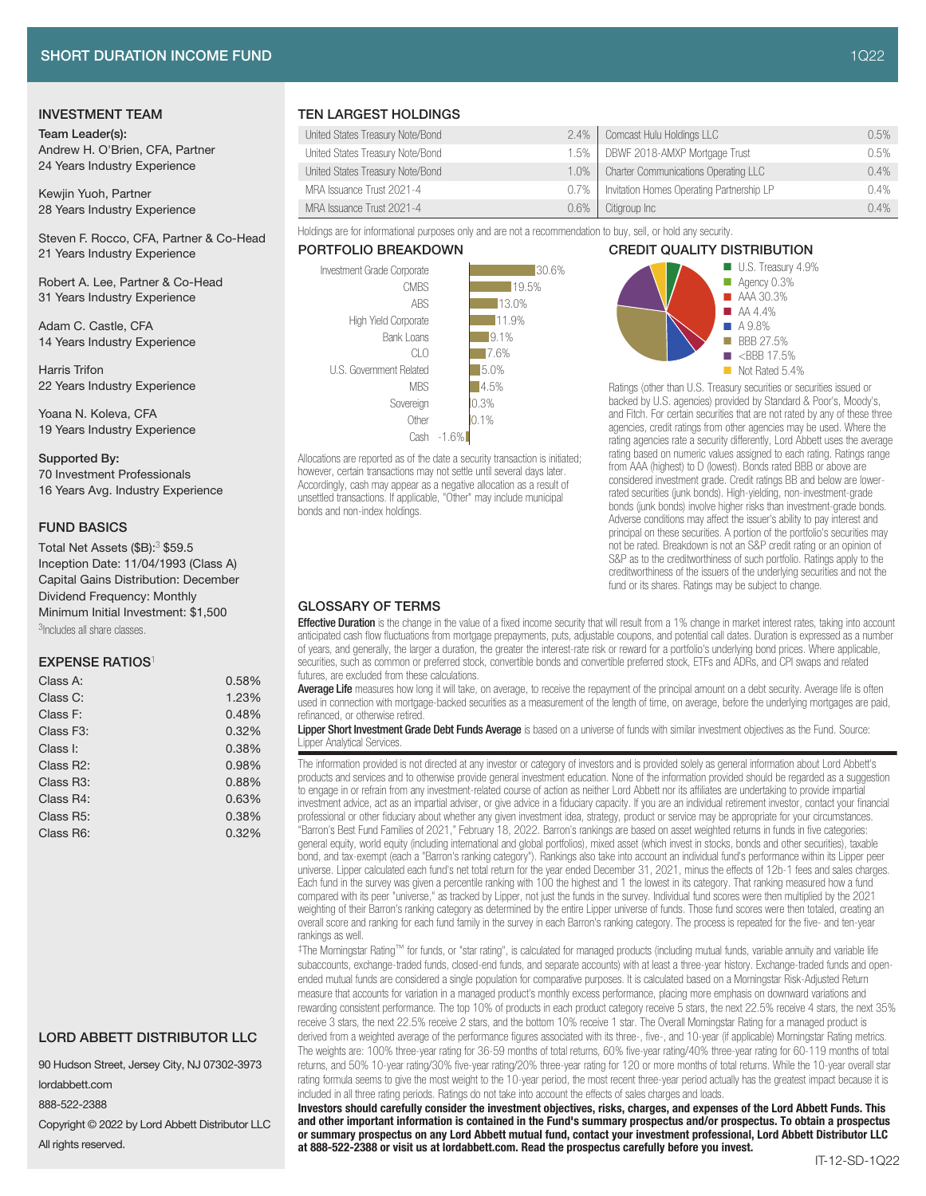# SHORT DURATION INCOME FUND

## INVESTMENT TEAM

**Team Leader(s):**
Andrew H. O'Brien, CFA, Partner
24 Years Industry Experience

Kewjin Yuoh, Partner
28 Years Industry Experience

Steven F. Rocco, CFA, Partner & Co-Head
21 Years Industry Experience

Robert A. Lee, Partner & Co-Head
31 Years Industry Experience

Adam C. Castle, CFA
14 Years Industry Experience

Harris Trifon
22 Years Industry Experience

Yoana N. Koleva, CFA
19 Years Industry Experience

**Supported By:**
70 Investment Professionals
16 Years Avg. Industry Experience

## FUND BASICS

Total Net Assets ($B):[3] $59.5
Inception Date: 11/04/1993 (Class A)
Capital Gains Distribution: December
Dividend Frequency: Monthly
Minimum Initial Investment: $1,500
[3]Includes all share classes.

## EXPENSE RATIOS[1]

| | |
|---|---|
| Class A: | 0.58% |
| Class C: | 1.23% |
| Class F: | 0.48% |
| Class F3: | 0.32% |
| Class I: | 0.38% |
| Class R2: | 0.98% |
| Class R3: | 0.88% |
| Class R4: | 0.63% |
| Class R5: | 0.38% |
| Class R6: | 0.32% |

## TEN LARGEST HOLDINGS

| | | | |
|---|---|---|---|
| United States Treasury Note/Bond | 2.4% | Comcast Hulu Holdings LLC | 0.5% |
| United States Treasury Note/Bond | 1.5% | DBWF 2018-AMXP Mortgage Trust | 0.5% |
| United States Treasury Note/Bond | 1.0% | Charter Communications Operating LLC | 0.4% |
| MRA Issuance Trust 2021-4 | 0.7% | Invitation Homes Operating Partnership LP | 0.4% |
| MRA Issuance Trust 2021-4 | 0.6% | Citigroup Inc | 0.4% |

Holdings are for informational purposes only and are not a recommendation to buy, sell, or hold any security.

## PORTFOLIO BREAKDOWN

Investment Grade Corporate 30.6%
CMBS 19.5%
ABS 13.0%
High Yield Corporate 11.9%
Bank Loans 9.1%
CLO 7.6%
U.S. Government Related 5.0%
MBS 4.5%
Sovereign 0.3%
Other 0.1%
Cash -1.6%

Allocations are reported as of the date a security transaction is initiated; however, certain transactions may not settle until several days later. Accordingly, cash may appear as a negative allocation as a result of unsettled transactions. If applicable, "Other" may include municipal bonds and non-index holdings.

## CREDIT QUALITY DISTRIBUTION

U.S. Treasury 4.9%
Agency 0.3%
AAA 30.3%
AA 4.4%
A 9.8%
BBB 27.5%
<BBB 17.5%
Not Rated 5.4%

Ratings (other than U.S. Treasury securities or securities issued or backed by U.S. agencies) provided by Standard & Poor's, Moody's, and Fitch. For certain securities that are not rated by any of these three agencies, credit ratings from other agencies may be used. Where the rating agencies rate a security differently, Lord Abbett uses the average rating based on numeric values assigned to each rating. Ratings range from AAA (highest) to D (lowest). Bonds rated BBB or above are considered investment grade. Credit ratings BB and below are lower-rated securities (junk bonds). High-yielding, non-investment-grade bonds (junk bonds) involve higher risks than investment-grade bonds. Adverse conditions may affect the issuer's ability to pay interest and principal on these securities. A portion of the portfolio's securities may not be rated. Breakdown is not an S&P credit rating or an opinion of S&P as to the creditworthiness of such portfolio. Ratings apply to the creditworthiness of the issuers of the underlying securities and not the fund or its shares. Ratings may be subject to change.

## GLOSSARY OF TERMS

**Effective Duration** is the change in the value of a fixed income security that will result from a 1% change in market interest rates, taking into account anticipated cash flow fluctuations from mortgage prepayments, puts, adjustable coupons, and potential call dates. Duration is expressed as a number of years, and generally, the larger a duration, the greater the interest-rate risk or reward for a portfolio's underlying bond prices. Where applicable, securities, such as common or preferred stock, convertible bonds and convertible preferred stock, ETFs and ADRs, and CPI swaps and related futures, are excluded from these calculations.

**Average Life** measures how long it will take, on average, to receive the repayment of the principal amount on a debt security. Average life is often used in connection with mortgage-backed securities as a measurement of the length of time, on average, before the underlying mortgages are paid, refinanced, or otherwise retired.

**Lipper Short Investment Grade Debt Funds Average** is based on a universe of funds with similar investment objectives as the Fund. Source: Lipper Analytical Services.

The information provided is not directed at any investor or category of investors and is provided solely as general information about Lord Abbett's products and services and to otherwise provide general investment education. None of the information provided should be regarded as a suggestion to engage in or refrain from any investment-related course of action as neither Lord Abbett nor its affiliates are undertaking to provide impartial investment advice, act as an impartial adviser, or give advice in a fiduciary capacity. If you are an individual retirement investor, contact your financial professional or other fiduciary about whether any given investment idea, strategy, product or service may be appropriate for your circumstances.

"Barron's Best Fund Families of 2021," February 18, 2022. Barron's rankings are based on asset weighted returns in funds in five categories: general equity, world equity (including international and global portfolios), mixed asset (which invest in stocks, bonds and other securities), taxable bond, and tax-exempt (each a "Barron's ranking category"). Rankings also take into account an individual fund's performance within its Lipper peer universe. Lipper calculated each fund's net total return for the year ended December 31, 2021, minus the effects of 12b-1 fees and sales charges. Each fund in the survey was given a percentile ranking with 100 the highest and 1 the lowest in its category. That ranking measured how a fund compared with its peer "universe," as tracked by Lipper, not just the funds in the survey. Individual fund scores were then multiplied by the 2021 weighting of their Barron's ranking category as determined by the entire Lipper universe of funds. Those fund scores were then totaled, creating an overall score and ranking for each fund family in the survey in each Barron's ranking category. The process is repeated for the five- and ten-year rankings as well.

‡The Morningstar Rating™ for funds, or "star rating", is calculated for managed products (including mutual funds, variable annuity and variable life subaccounts, exchange-traded funds, closed-end funds, and separate accounts) with at least a three-year history. Exchange-traded funds and open-ended mutual funds are considered a single population for comparative purposes. It is calculated based on a Morningstar Risk-Adjusted Return measure that accounts for variation in a managed product's monthly excess performance, placing more emphasis on downward variations and rewarding consistent performance. The top 10% of products in each product category receive 5 stars, the next 22.5% receive 4 stars, the next 35% receive 3 stars, the next 22.5% receive 2 stars, and the bottom 10% receive 1 star. The Overall Morningstar Rating for a managed product is derived from a weighted average of the performance figures associated with its three-, five-, and 10-year (if applicable) Morningstar Rating metrics. The weights are: 100% three-year rating for 36-59 months of total returns, 60% five-year rating/40% three-year rating for 60-119 months of total returns, and 50% 10-year rating/30% five-year rating/20% three-year rating for 120 or more months of total returns. While the 10-year overall star rating formula seems to give the most weight to the 10-year period, the most recent three-year period actually has the greatest impact because it is included in all three rating periods. Ratings do not take into account the effects of sales charges and loads.

**Investors should carefully consider the investment objectives, risks, charges, and expenses of the Lord Abbett Funds. This and other important information is contained in the Fund's summary prospectus and/or prospectus. To obtain a prospectus or summary prospectus on any Lord Abbett mutual fund, contact your investment professional, Lord Abbett Distributor LLC at 888-522-2388 or visit us at lordabbett.com. Read the prospectus carefully before you invest.**

## LORD ABBETT DISTRIBUTOR LLC

90 Hudson Street, Jersey City, NJ 07302-3973

lordabbett.com

888-522-2388

Copyright © 2022 by Lord Abbett Distributor LLC

All rights reserved.

IT-12-SD-1Q22